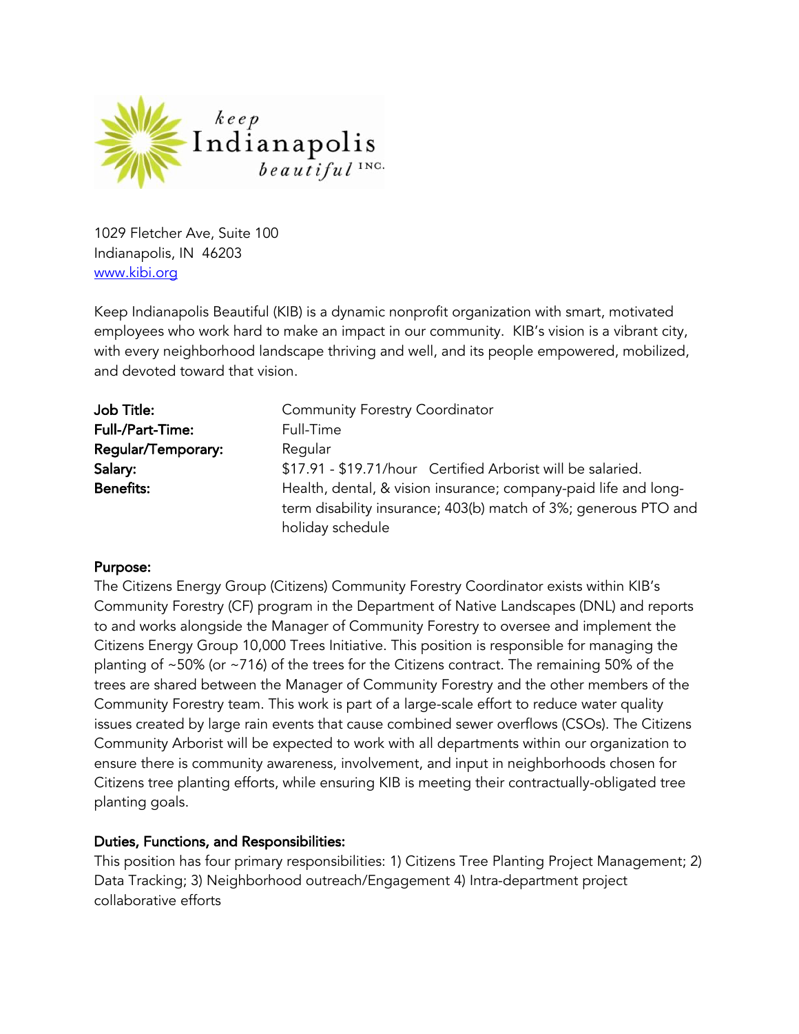1029 Fletcher Ave, Suite 100
Indianapolis, IN 46203
www.kibi.org

Keep Indianapolis Beautiful (KIB) is a dynamic nonprofit organization with smart, motivated employees who work hard to make an impact in our community. KIB's vision is a vibrant city, with every neighborhood landscape thriving and well, and its people empowered, mobilized, and devoted toward that vision.

| | |
|---|---|
| **Job Title:** | Community Forestry Coordinator |
| **Full-/Part-Time:** | Full-Time |
| **Regular/Temporary:** | Regular |
| **Salary:** | $17.91 - $19.71/hour Certified Arborist will be salaried. |
| **Benefits:** | Health, dental, & vision insurance; company-paid life and long-term disability insurance; 403(b) match of 3%; generous PTO and holiday schedule |

**Purpose:**
The Citizens Energy Group (Citizens) Community Forestry Coordinator exists within KIB's Community Forestry (CF) program in the Department of Native Landscapes (DNL) and reports to and works alongside the Manager of Community Forestry to oversee and implement the Citizens Energy Group 10,000 Trees Initiative. This position is responsible for managing the planting of ~50% (or ~716) of the trees for the Citizens contract. The remaining 50% of the trees are shared between the Manager of Community Forestry and the other members of the Community Forestry team. This work is part of a large-scale effort to reduce water quality issues created by large rain events that cause combined sewer overflows (CSOs). The Citizens Community Arborist will be expected to work with all departments within our organization to ensure there is community awareness, involvement, and input in neighborhoods chosen for Citizens tree planting efforts, while ensuring KIB is meeting their contractually-obligated tree planting goals.

**Duties, Functions, and Responsibilities:**
This position has four primary responsibilities: 1) Citizens Tree Planting Project Management; 2) Data Tracking; 3) Neighborhood outreach/Engagement 4) Intra-department project collaborative efforts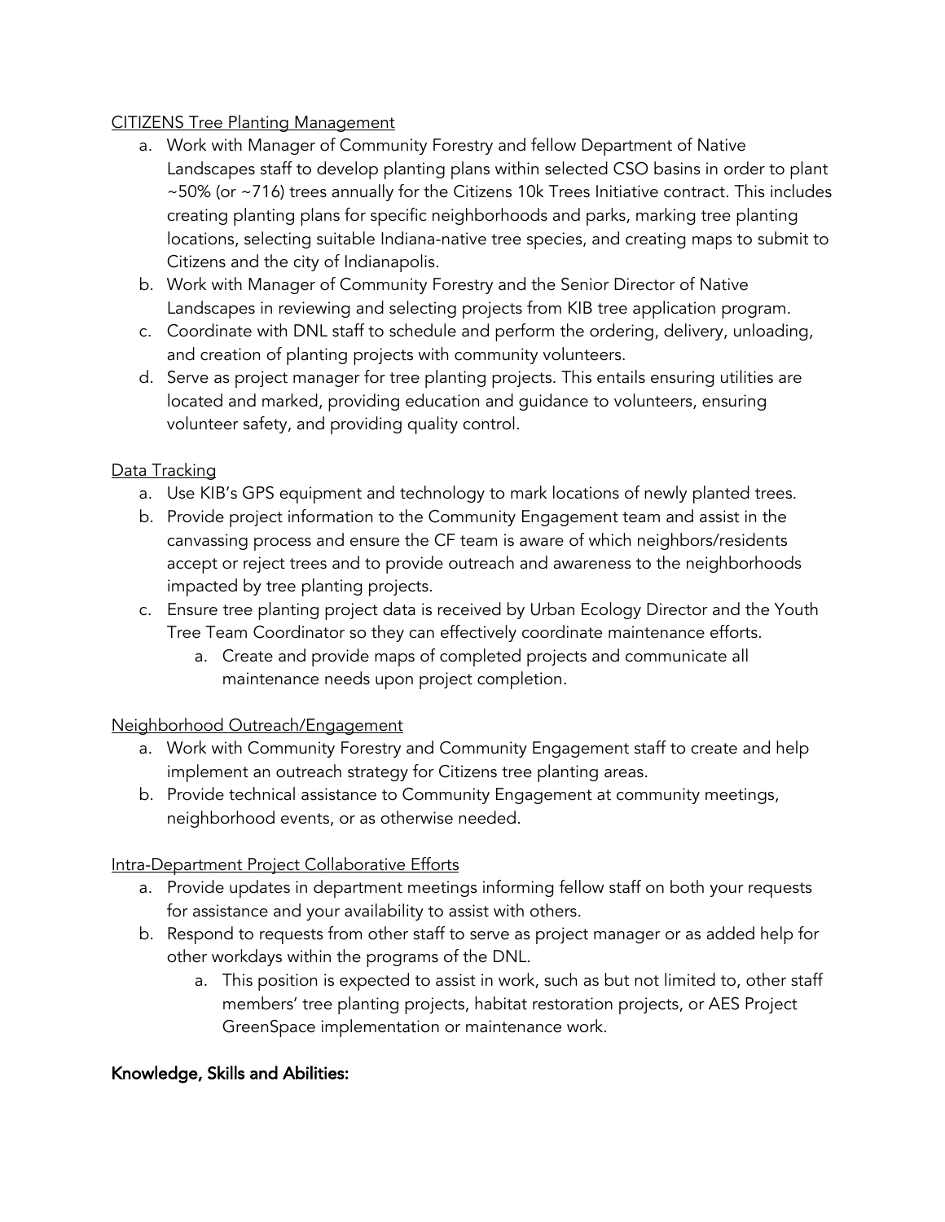CITIZENS Tree Planting Management

a. Work with Manager of Community Forestry and fellow Department of Native Landscapes staff to develop planting plans within selected CSO basins in order to plant ~50% (or ~716) trees annually for the Citizens 10k Trees Initiative contract. This includes creating planting plans for specific neighborhoods and parks, marking tree planting locations, selecting suitable Indiana-native tree species, and creating maps to submit to Citizens and the city of Indianapolis.
b. Work with Manager of Community Forestry and the Senior Director of Native Landscapes in reviewing and selecting projects from KIB tree application program.
c. Coordinate with DNL staff to schedule and perform the ordering, delivery, unloading, and creation of planting projects with community volunteers.
d. Serve as project manager for tree planting projects. This entails ensuring utilities are located and marked, providing education and guidance to volunteers, ensuring volunteer safety, and providing quality control.

Data Tracking

a. Use KIB's GPS equipment and technology to mark locations of newly planted trees.
b. Provide project information to the Community Engagement team and assist in the canvassing process and ensure the CF team is aware of which neighbors/residents accept or reject trees and to provide outreach and awareness to the neighborhoods impacted by tree planting projects.
c. Ensure tree planting project data is received by Urban Ecology Director and the Youth Tree Team Coordinator so they can effectively coordinate maintenance efforts.
    a. Create and provide maps of completed projects and communicate all maintenance needs upon project completion.

Neighborhood Outreach/Engagement

a. Work with Community Forestry and Community Engagement staff to create and help implement an outreach strategy for Citizens tree planting areas.
b. Provide technical assistance to Community Engagement at community meetings, neighborhood events, or as otherwise needed.

Intra-Department Project Collaborative Efforts

a. Provide updates in department meetings informing fellow staff on both your requests for assistance and your availability to assist with others.
b. Respond to requests from other staff to serve as project manager or as added help for other workdays within the programs of the DNL.
    a. This position is expected to assist in work, such as but not limited to, other staff members' tree planting projects, habitat restoration projects, or AES Project GreenSpace implementation or maintenance work.

**Knowledge, Skills and Abilities:**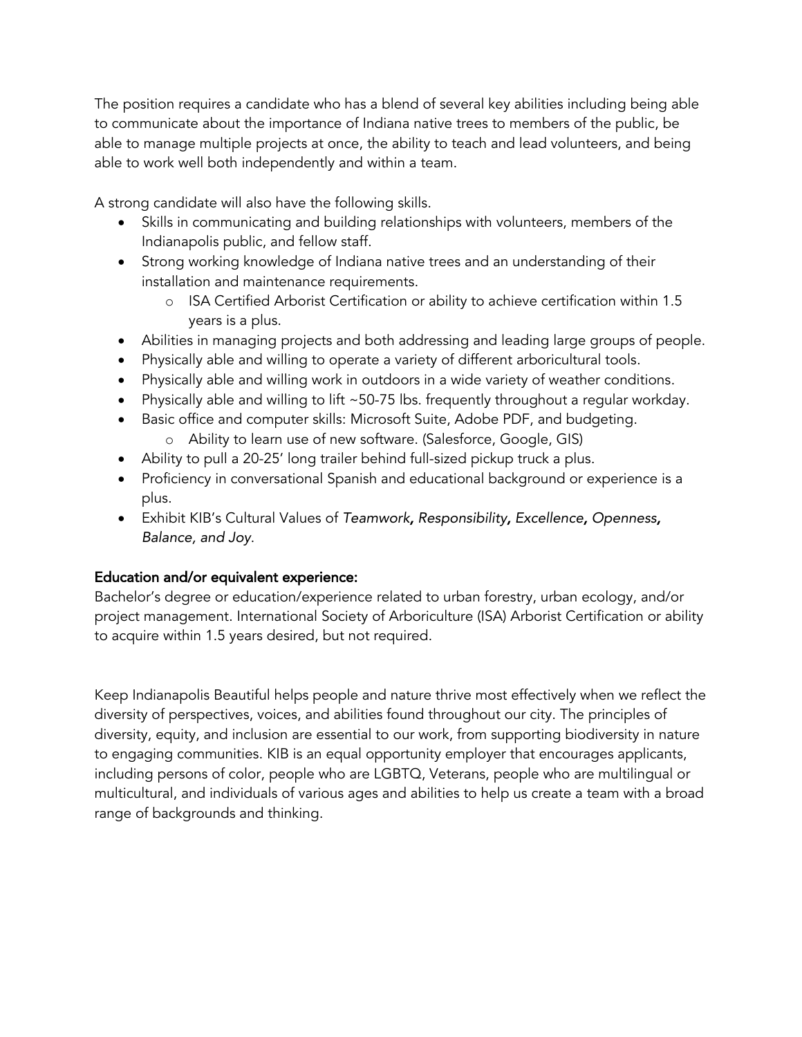The position requires a candidate who has a blend of several key abilities including being able to communicate about the importance of Indiana native trees to members of the public, be able to manage multiple projects at once, the ability to teach and lead volunteers, and being able to work well both independently and within a team.

A strong candidate will also have the following skills.

- Skills in communicating and building relationships with volunteers, members of the Indianapolis public, and fellow staff.
- Strong working knowledge of Indiana native trees and an understanding of their installation and maintenance requirements.
    - ISA Certified Arborist Certification or ability to achieve certification within 1.5 years is a plus.
- Abilities in managing projects and both addressing and leading large groups of people.
- Physically able and willing to operate a variety of different arboricultural tools.
- Physically able and willing work in outdoors in a wide variety of weather conditions.
- Physically able and willing to lift ~50-75 lbs. frequently throughout a regular workday.
- Basic office and computer skills: Microsoft Suite, Adobe PDF, and budgeting.
    - Ability to learn use of new software. (Salesforce, Google, GIS)
- Ability to pull a 20-25' long trailer behind full-sized pickup truck a plus.
- Proficiency in conversational Spanish and educational background or experience is a plus.
- Exhibit KIB's Cultural Values of *Teamwork, Responsibility, Excellence, Openness, Balance, and Joy.*

**Education and/or equivalent experience:**

Bachelor's degree or education/experience related to urban forestry, urban ecology, and/or project management. International Society of Arboriculture (ISA) Arborist Certification or ability to acquire within 1.5 years desired, but not required.

Keep Indianapolis Beautiful helps people and nature thrive most effectively when we reflect the diversity of perspectives, voices, and abilities found throughout our city. The principles of diversity, equity, and inclusion are essential to our work, from supporting biodiversity in nature to engaging communities. KIB is an equal opportunity employer that encourages applicants, including persons of color, people who are LGBTQ, Veterans, people who are multilingual or multicultural, and individuals of various ages and abilities to help us create a team with a broad range of backgrounds and thinking.